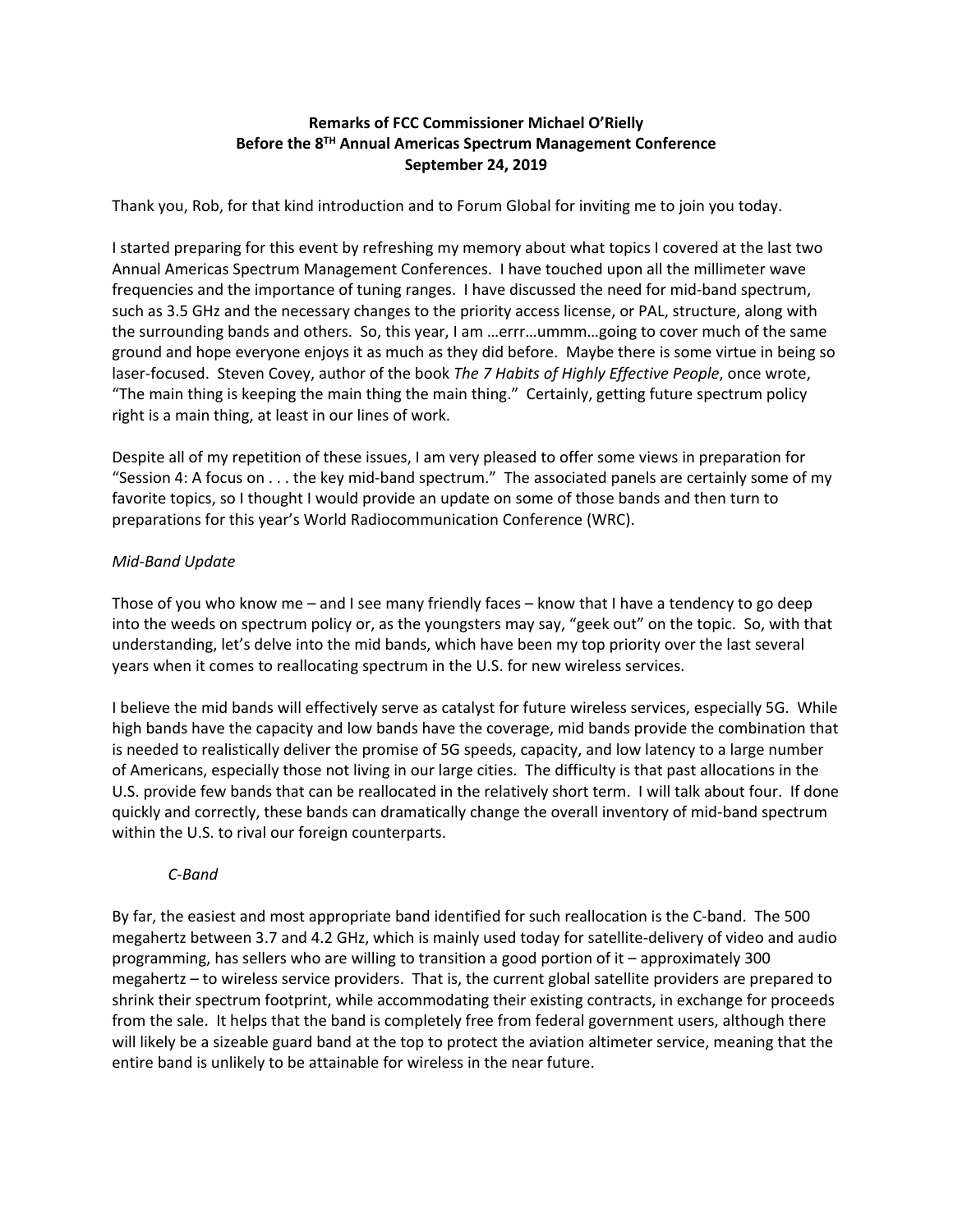**Remarks of FCC Commissioner Michael O'Rielly**
**Before the 8TH Annual Americas Spectrum Management Conference**
**September 24, 2019**

Thank you, Rob, for that kind introduction and to Forum Global for inviting me to join you today.

I started preparing for this event by refreshing my memory about what topics I covered at the last two Annual Americas Spectrum Management Conferences. I have touched upon all the millimeter wave frequencies and the importance of tuning ranges. I have discussed the need for mid-band spectrum, such as 3.5 GHz and the necessary changes to the priority access license, or PAL, structure, along with the surrounding bands and others. So, this year, I am …errr…ummm…going to cover much of the same ground and hope everyone enjoys it as much as they did before. Maybe there is some virtue in being so laser-focused. Steven Covey, author of the book *The 7 Habits of Highly Effective People*, once wrote, "The main thing is keeping the main thing the main thing." Certainly, getting future spectrum policy right is a main thing, at least in our lines of work.

Despite all of my repetition of these issues, I am very pleased to offer some views in preparation for "Session 4: A focus on . . . the key mid-band spectrum." The associated panels are certainly some of my favorite topics, so I thought I would provide an update on some of those bands and then turn to preparations for this year's World Radiocommunication Conference (WRC).

*Mid-Band Update*

Those of you who know me – and I see many friendly faces – know that I have a tendency to go deep into the weeds on spectrum policy or, as the youngsters may say, "geek out" on the topic. So, with that understanding, let's delve into the mid bands, which have been my top priority over the last several years when it comes to reallocating spectrum in the U.S. for new wireless services.

I believe the mid bands will effectively serve as catalyst for future wireless services, especially 5G. While high bands have the capacity and low bands have the coverage, mid bands provide the combination that is needed to realistically deliver the promise of 5G speeds, capacity, and low latency to a large number of Americans, especially those not living in our large cities. The difficulty is that past allocations in the U.S. provide few bands that can be reallocated in the relatively short term. I will talk about four. If done quickly and correctly, these bands can dramatically change the overall inventory of mid-band spectrum within the U.S. to rival our foreign counterparts.

*C-Band*

By far, the easiest and most appropriate band identified for such reallocation is the C-band. The 500 megahertz between 3.7 and 4.2 GHz, which is mainly used today for satellite-delivery of video and audio programming, has sellers who are willing to transition a good portion of it – approximately 300 megahertz – to wireless service providers. That is, the current global satellite providers are prepared to shrink their spectrum footprint, while accommodating their existing contracts, in exchange for proceeds from the sale. It helps that the band is completely free from federal government users, although there will likely be a sizeable guard band at the top to protect the aviation altimeter service, meaning that the entire band is unlikely to be attainable for wireless in the near future.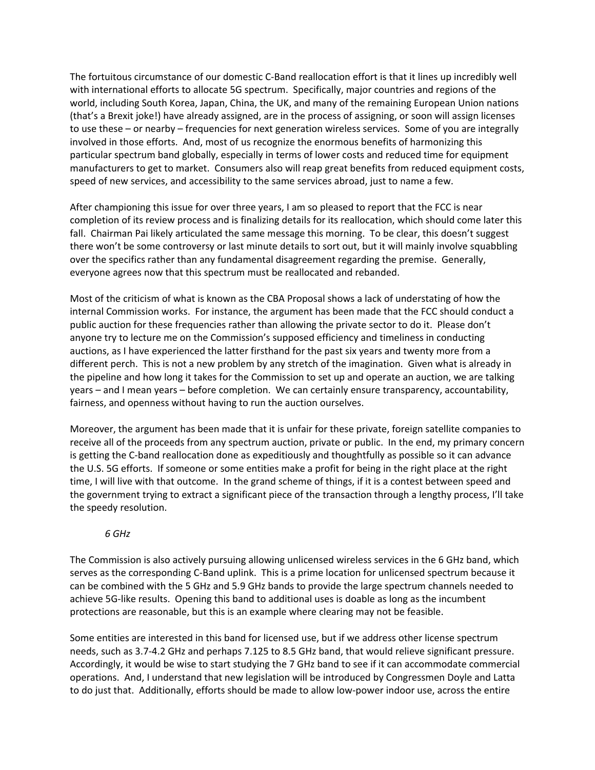The fortuitous circumstance of our domestic C-Band reallocation effort is that it lines up incredibly well with international efforts to allocate 5G spectrum. Specifically, major countries and regions of the world, including South Korea, Japan, China, the UK, and many of the remaining European Union nations (that's a Brexit joke!) have already assigned, are in the process of assigning, or soon will assign licenses to use these – or nearby – frequencies for next generation wireless services. Some of you are integrally involved in those efforts. And, most of us recognize the enormous benefits of harmonizing this particular spectrum band globally, especially in terms of lower costs and reduced time for equipment manufacturers to get to market. Consumers also will reap great benefits from reduced equipment costs, speed of new services, and accessibility to the same services abroad, just to name a few.

After championing this issue for over three years, I am so pleased to report that the FCC is near completion of its review process and is finalizing details for its reallocation, which should come later this fall. Chairman Pai likely articulated the same message this morning. To be clear, this doesn't suggest there won't be some controversy or last minute details to sort out, but it will mainly involve squabbling over the specifics rather than any fundamental disagreement regarding the premise. Generally, everyone agrees now that this spectrum must be reallocated and rebanded.

Most of the criticism of what is known as the CBA Proposal shows a lack of understating of how the internal Commission works. For instance, the argument has been made that the FCC should conduct a public auction for these frequencies rather than allowing the private sector to do it. Please don't anyone try to lecture me on the Commission's supposed efficiency and timeliness in conducting auctions, as I have experienced the latter firsthand for the past six years and twenty more from a different perch. This is not a new problem by any stretch of the imagination. Given what is already in the pipeline and how long it takes for the Commission to set up and operate an auction, we are talking years – and I mean years – before completion. We can certainly ensure transparency, accountability, fairness, and openness without having to run the auction ourselves.

Moreover, the argument has been made that it is unfair for these private, foreign satellite companies to receive all of the proceeds from any spectrum auction, private or public. In the end, my primary concern is getting the C-band reallocation done as expeditiously and thoughtfully as possible so it can advance the U.S. 5G efforts. If someone or some entities make a profit for being in the right place at the right time, I will live with that outcome. In the grand scheme of things, if it is a contest between speed and the government trying to extract a significant piece of the transaction through a lengthy process, I'll take the speedy resolution.

*6 GHz*

The Commission is also actively pursuing allowing unlicensed wireless services in the 6 GHz band, which serves as the corresponding C-Band uplink. This is a prime location for unlicensed spectrum because it can be combined with the 5 GHz and 5.9 GHz bands to provide the large spectrum channels needed to achieve 5G-like results. Opening this band to additional uses is doable as long as the incumbent protections are reasonable, but this is an example where clearing may not be feasible.

Some entities are interested in this band for licensed use, but if we address other license spectrum needs, such as 3.7-4.2 GHz and perhaps 7.125 to 8.5 GHz band, that would relieve significant pressure. Accordingly, it would be wise to start studying the 7 GHz band to see if it can accommodate commercial operations. And, I understand that new legislation will be introduced by Congressmen Doyle and Latta to do just that. Additionally, efforts should be made to allow low-power indoor use, across the entire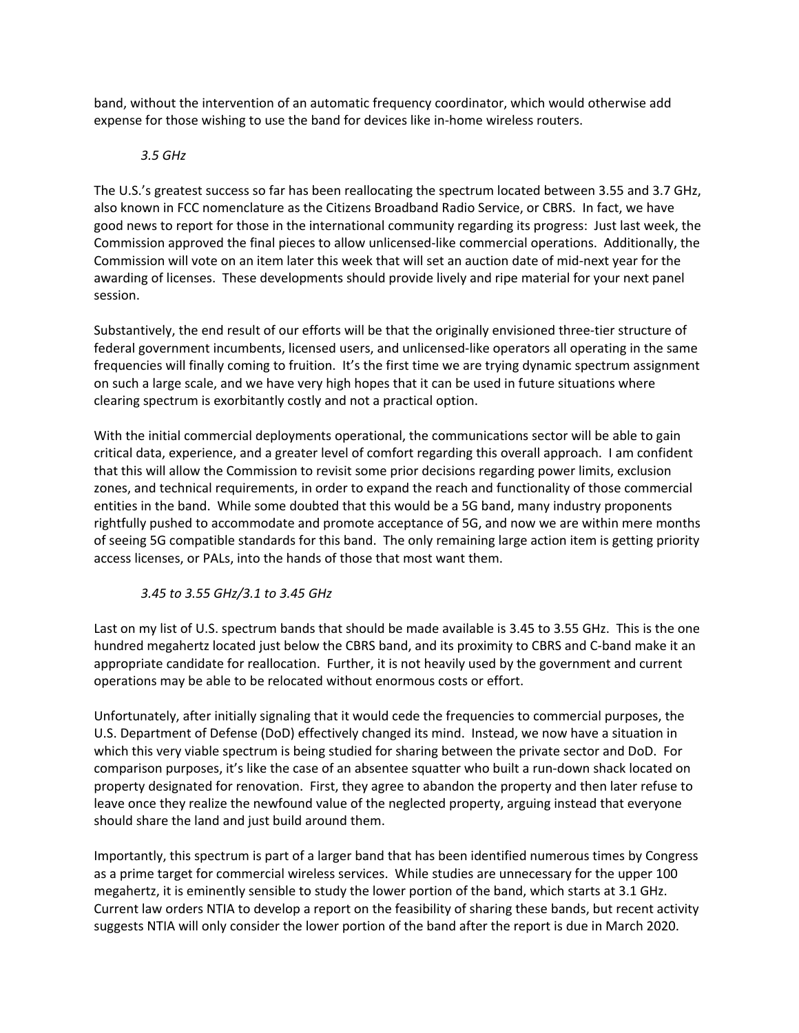band, without the intervention of an automatic frequency coordinator, which would otherwise add expense for those wishing to use the band for devices like in-home wireless routers.

*3.5 GHz*

The U.S.'s greatest success so far has been reallocating the spectrum located between 3.55 and 3.7 GHz, also known in FCC nomenclature as the Citizens Broadband Radio Service, or CBRS. In fact, we have good news to report for those in the international community regarding its progress: Just last week, the Commission approved the final pieces to allow unlicensed-like commercial operations. Additionally, the Commission will vote on an item later this week that will set an auction date of mid-next year for the awarding of licenses. These developments should provide lively and ripe material for your next panel session.

Substantively, the end result of our efforts will be that the originally envisioned three-tier structure of federal government incumbents, licensed users, and unlicensed-like operators all operating in the same frequencies will finally coming to fruition. It's the first time we are trying dynamic spectrum assignment on such a large scale, and we have very high hopes that it can be used in future situations where clearing spectrum is exorbitantly costly and not a practical option.

With the initial commercial deployments operational, the communications sector will be able to gain critical data, experience, and a greater level of comfort regarding this overall approach. I am confident that this will allow the Commission to revisit some prior decisions regarding power limits, exclusion zones, and technical requirements, in order to expand the reach and functionality of those commercial entities in the band. While some doubted that this would be a 5G band, many industry proponents rightfully pushed to accommodate and promote acceptance of 5G, and now we are within mere months of seeing 5G compatible standards for this band. The only remaining large action item is getting priority access licenses, or PALs, into the hands of those that most want them.

*3.45 to 3.55 GHz/3.1 to 3.45 GHz*

Last on my list of U.S. spectrum bands that should be made available is 3.45 to 3.55 GHz. This is the one hundred megahertz located just below the CBRS band, and its proximity to CBRS and C-band make it an appropriate candidate for reallocation. Further, it is not heavily used by the government and current operations may be able to be relocated without enormous costs or effort.

Unfortunately, after initially signaling that it would cede the frequencies to commercial purposes, the U.S. Department of Defense (DoD) effectively changed its mind. Instead, we now have a situation in which this very viable spectrum is being studied for sharing between the private sector and DoD. For comparison purposes, it's like the case of an absentee squatter who built a run-down shack located on property designated for renovation. First, they agree to abandon the property and then later refuse to leave once they realize the newfound value of the neglected property, arguing instead that everyone should share the land and just build around them.

Importantly, this spectrum is part of a larger band that has been identified numerous times by Congress as a prime target for commercial wireless services. While studies are unnecessary for the upper 100 megahertz, it is eminently sensible to study the lower portion of the band, which starts at 3.1 GHz. Current law orders NTIA to develop a report on the feasibility of sharing these bands, but recent activity suggests NTIA will only consider the lower portion of the band after the report is due in March 2020.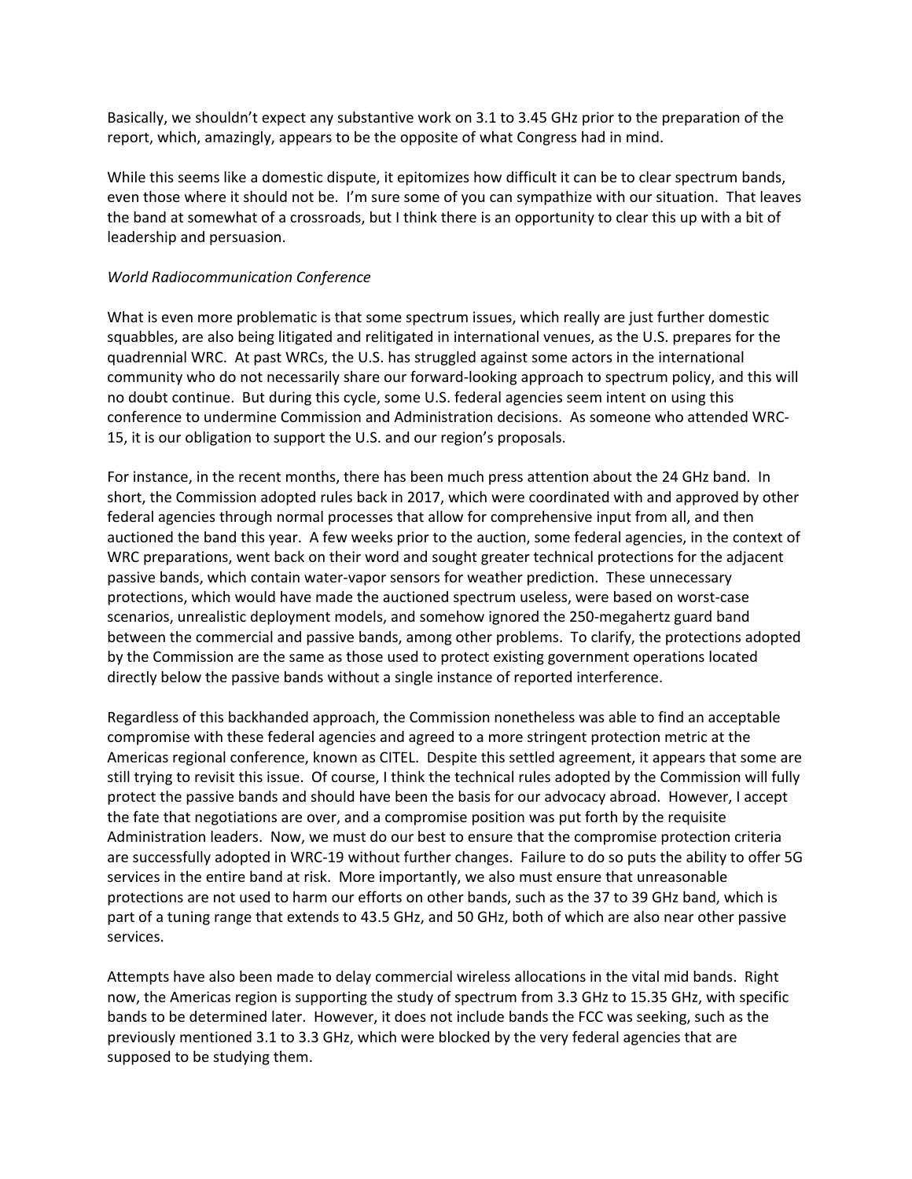Basically, we shouldn't expect any substantive work on 3.1 to 3.45 GHz prior to the preparation of the report, which, amazingly, appears to be the opposite of what Congress had in mind.

While this seems like a domestic dispute, it epitomizes how difficult it can be to clear spectrum bands, even those where it should not be. I'm sure some of you can sympathize with our situation. That leaves the band at somewhat of a crossroads, but I think there is an opportunity to clear this up with a bit of leadership and persuasion.

*World Radiocommunication Conference*

What is even more problematic is that some spectrum issues, which really are just further domestic squabbles, are also being litigated and relitigated in international venues, as the U.S. prepares for the quadrennial WRC. At past WRCs, the U.S. has struggled against some actors in the international community who do not necessarily share our forward-looking approach to spectrum policy, and this will no doubt continue. But during this cycle, some U.S. federal agencies seem intent on using this conference to undermine Commission and Administration decisions. As someone who attended WRC-15, it is our obligation to support the U.S. and our region's proposals.

For instance, in the recent months, there has been much press attention about the 24 GHz band. In short, the Commission adopted rules back in 2017, which were coordinated with and approved by other federal agencies through normal processes that allow for comprehensive input from all, and then auctioned the band this year. A few weeks prior to the auction, some federal agencies, in the context of WRC preparations, went back on their word and sought greater technical protections for the adjacent passive bands, which contain water-vapor sensors for weather prediction. These unnecessary protections, which would have made the auctioned spectrum useless, were based on worst-case scenarios, unrealistic deployment models, and somehow ignored the 250-megahertz guard band between the commercial and passive bands, among other problems. To clarify, the protections adopted by the Commission are the same as those used to protect existing government operations located directly below the passive bands without a single instance of reported interference.

Regardless of this backhanded approach, the Commission nonetheless was able to find an acceptable compromise with these federal agencies and agreed to a more stringent protection metric at the Americas regional conference, known as CITEL. Despite this settled agreement, it appears that some are still trying to revisit this issue. Of course, I think the technical rules adopted by the Commission will fully protect the passive bands and should have been the basis for our advocacy abroad. However, I accept the fate that negotiations are over, and a compromise position was put forth by the requisite Administration leaders. Now, we must do our best to ensure that the compromise protection criteria are successfully adopted in WRC-19 without further changes. Failure to do so puts the ability to offer 5G services in the entire band at risk. More importantly, we also must ensure that unreasonable protections are not used to harm our efforts on other bands, such as the 37 to 39 GHz band, which is part of a tuning range that extends to 43.5 GHz, and 50 GHz, both of which are also near other passive services.

Attempts have also been made to delay commercial wireless allocations in the vital mid bands. Right now, the Americas region is supporting the study of spectrum from 3.3 GHz to 15.35 GHz, with specific bands to be determined later. However, it does not include bands the FCC was seeking, such as the previously mentioned 3.1 to 3.3 GHz, which were blocked by the very federal agencies that are supposed to be studying them.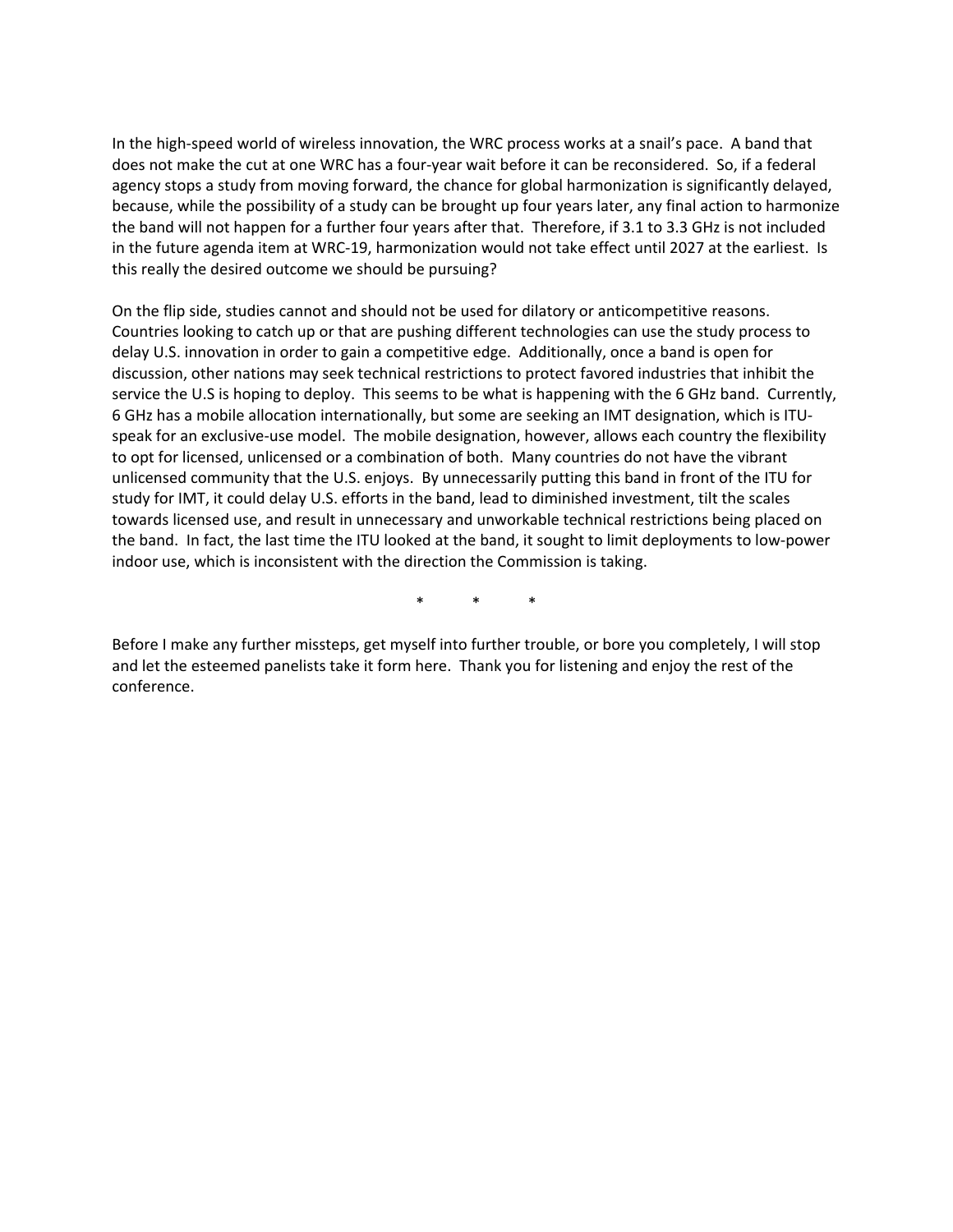In the high-speed world of wireless innovation, the WRC process works at a snail's pace. A band that does not make the cut at one WRC has a four-year wait before it can be reconsidered. So, if a federal agency stops a study from moving forward, the chance for global harmonization is significantly delayed, because, while the possibility of a study can be brought up four years later, any final action to harmonize the band will not happen for a further four years after that. Therefore, if 3.1 to 3.3 GHz is not included in the future agenda item at WRC-19, harmonization would not take effect until 2027 at the earliest. Is this really the desired outcome we should be pursuing?

On the flip side, studies cannot and should not be used for dilatory or anticompetitive reasons. Countries looking to catch up or that are pushing different technologies can use the study process to delay U.S. innovation in order to gain a competitive edge. Additionally, once a band is open for discussion, other nations may seek technical restrictions to protect favored industries that inhibit the service the U.S is hoping to deploy. This seems to be what is happening with the 6 GHz band. Currently, 6 GHz has a mobile allocation internationally, but some are seeking an IMT designation, which is ITU-speak for an exclusive-use model. The mobile designation, however, allows each country the flexibility to opt for licensed, unlicensed or a combination of both. Many countries do not have the vibrant unlicensed community that the U.S. enjoys. By unnecessarily putting this band in front of the ITU for study for IMT, it could delay U.S. efforts in the band, lead to diminished investment, tilt the scales towards licensed use, and result in unnecessary and unworkable technical restrictions being placed on the band. In fact, the last time the ITU looked at the band, it sought to limit deployments to low-power indoor use, which is inconsistent with the direction the Commission is taking.

\* \* \*

Before I make any further missteps, get myself into further trouble, or bore you completely, I will stop and let the esteemed panelists take it form here. Thank you for listening and enjoy the rest of the conference.